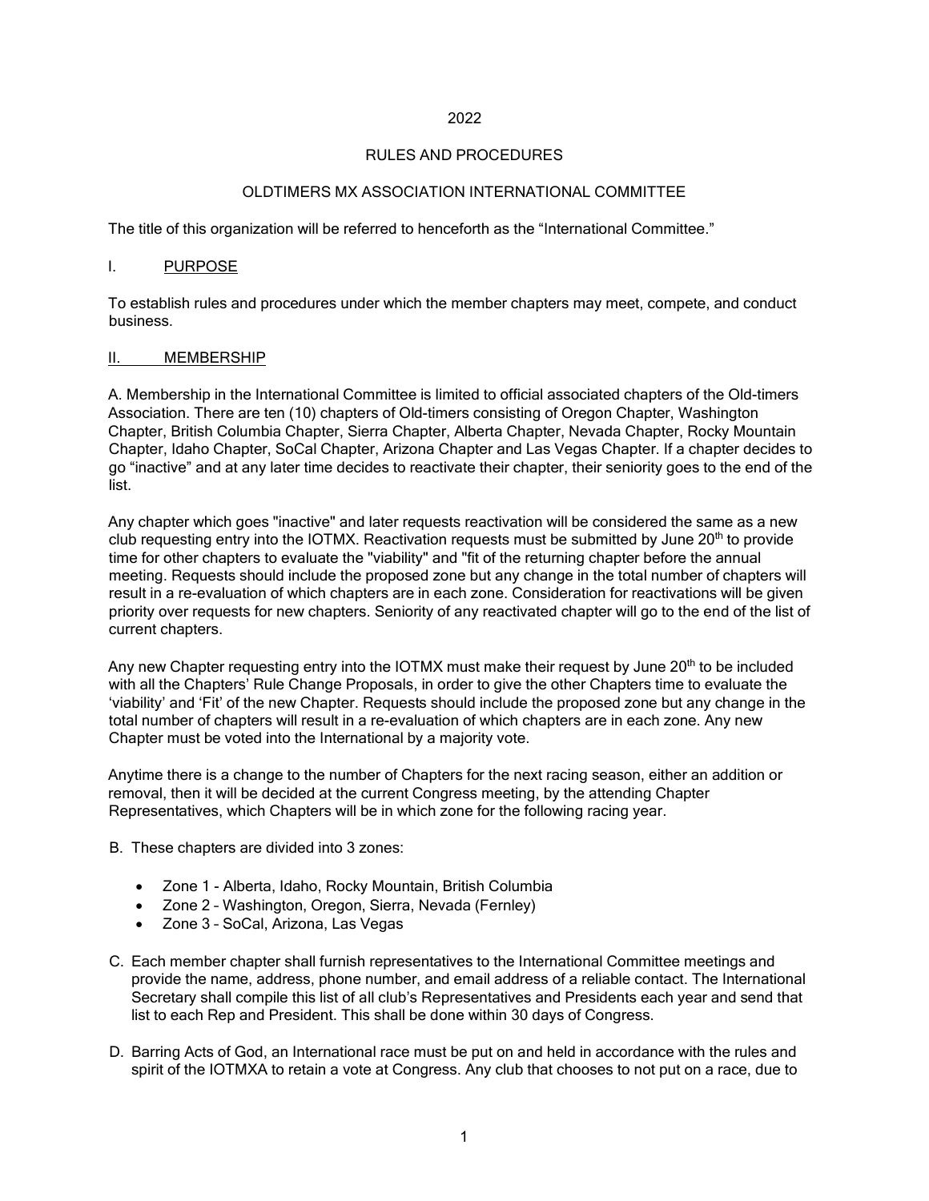2022

RULES AND PROCEDURES

OLDTIMERS MX ASSOCIATION INTERNATIONAL COMMITTEE

The title of this organization will be referred to henceforth as the "International Committee."

## I. PURPOSE

To establish rules and procedures under which the member chapters may meet, compete, and conduct business.

## II. MEMBERSHIP

A. Membership in the International Committee is limited to official associated chapters of the Old-timers Association. There are ten (10) chapters of Old-timers consisting of Oregon Chapter, Washington Chapter, British Columbia Chapter, Sierra Chapter, Alberta Chapter, Nevada Chapter, Rocky Mountain Chapter, Idaho Chapter, SoCal Chapter, Arizona Chapter and Las Vegas Chapter. If a chapter decides to go "inactive" and at any later time decides to reactivate their chapter, their seniority goes to the end of the list.

Any chapter which goes "inactive" and later requests reactivation will be considered the same as a new club requesting entry into the IOTMX. Reactivation requests must be submitted by June 20th to provide time for other chapters to evaluate the "viability" and "fit of the returning chapter before the annual meeting. Requests should include the proposed zone but any change in the total number of chapters will result in a re-evaluation of which chapters are in each zone. Consideration for reactivations will be given priority over requests for new chapters. Seniority of any reactivated chapter will go to the end of the list of current chapters.

Any new Chapter requesting entry into the IOTMX must make their request by June 20th to be included with all the Chapters' Rule Change Proposals, in order to give the other Chapters time to evaluate the 'viability' and 'Fit' of the new Chapter. Requests should include the proposed zone but any change in the total number of chapters will result in a re-evaluation of which chapters are in each zone. Any new Chapter must be voted into the International by a majority vote.

Anytime there is a change to the number of Chapters for the next racing season, either an addition or removal, then it will be decided at the current Congress meeting, by the attending Chapter Representatives, which Chapters will be in which zone for the following racing year.

B. These chapters are divided into 3 zones:

- Zone 1 - Alberta, Idaho, Rocky Mountain, British Columbia
- Zone 2 – Washington, Oregon, Sierra, Nevada (Fernley)
- Zone 3 – SoCal, Arizona, Las Vegas

C. Each member chapter shall furnish representatives to the International Committee meetings and provide the name, address, phone number, and email address of a reliable contact. The International Secretary shall compile this list of all club's Representatives and Presidents each year and send that list to each Rep and President. This shall be done within 30 days of Congress.

D. Barring Acts of God, an International race must be put on and held in accordance with the rules and spirit of the IOTMXA to retain a vote at Congress. Any club that chooses to not put on a race, due to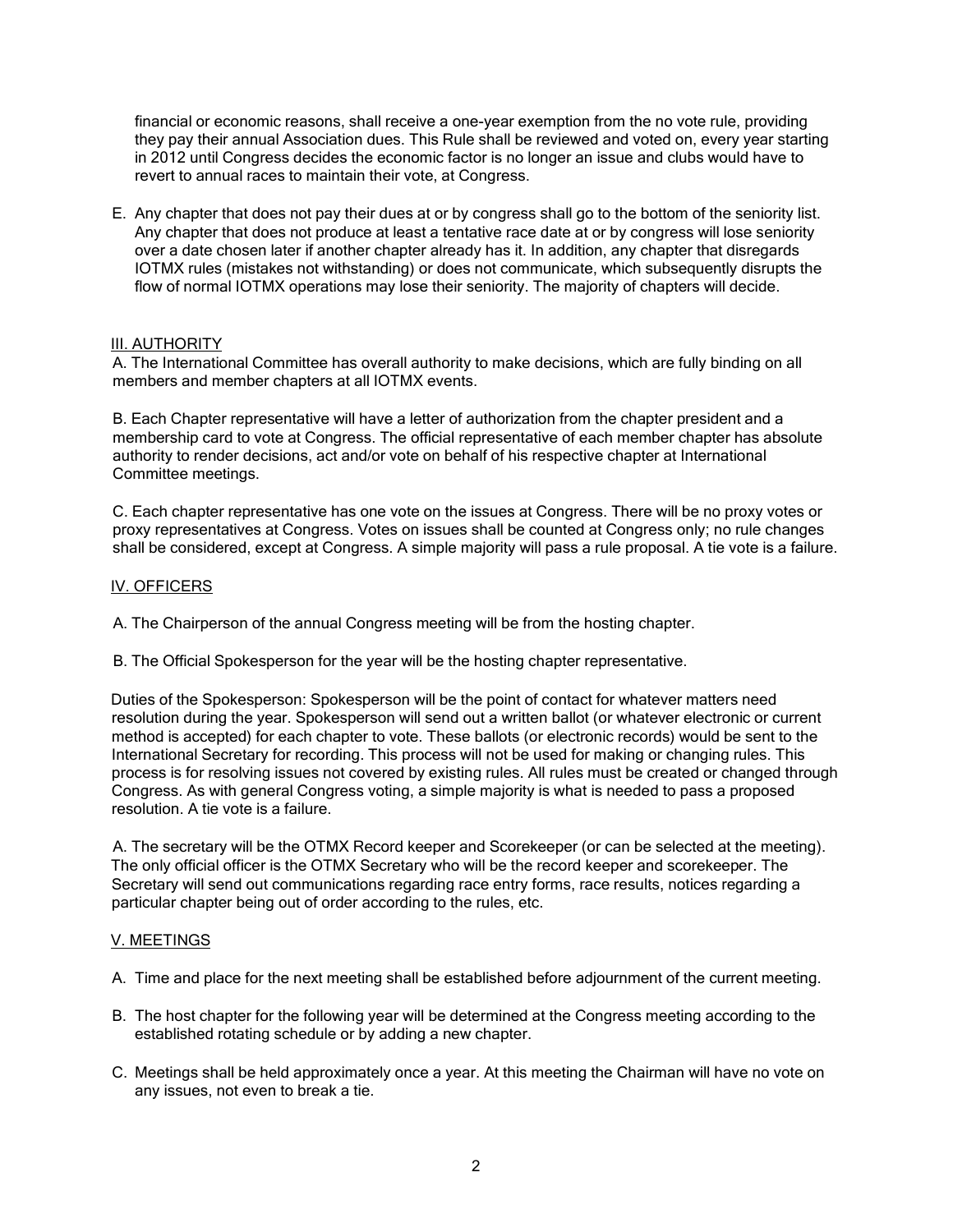financial or economic reasons, shall receive a one-year exemption from the no vote rule, providing they pay their annual Association dues. This Rule shall be reviewed and voted on, every year starting in 2012 until Congress decides the economic factor is no longer an issue and clubs would have to revert to annual races to maintain their vote, at Congress.

E. Any chapter that does not pay their dues at or by congress shall go to the bottom of the seniority list. Any chapter that does not produce at least a tentative race date at or by congress will lose seniority over a date chosen later if another chapter already has it. In addition, any chapter that disregards IOTMX rules (mistakes not withstanding) or does not communicate, which subsequently disrupts the flow of normal IOTMX operations may lose their seniority. The majority of chapters will decide.

## III. AUTHORITY

A. The International Committee has overall authority to make decisions, which are fully binding on all members and member chapters at all IOTMX events.

B. Each Chapter representative will have a letter of authorization from the chapter president and a membership card to vote at Congress. The official representative of each member chapter has absolute authority to render decisions, act and/or vote on behalf of his respective chapter at International Committee meetings.

C. Each chapter representative has one vote on the issues at Congress. There will be no proxy votes or proxy representatives at Congress. Votes on issues shall be counted at Congress only; no rule changes shall be considered, except at Congress. A simple majority will pass a rule proposal. A tie vote is a failure.

## IV. OFFICERS

A. The Chairperson of the annual Congress meeting will be from the hosting chapter.

B. The Official Spokesperson for the year will be the hosting chapter representative.

Duties of the Spokesperson: Spokesperson will be the point of contact for whatever matters need resolution during the year. Spokesperson will send out a written ballot (or whatever electronic or current method is accepted) for each chapter to vote. These ballots (or electronic records) would be sent to the International Secretary for recording. This process will not be used for making or changing rules. This process is for resolving issues not covered by existing rules. All rules must be created or changed through Congress. As with general Congress voting, a simple majority is what is needed to pass a proposed resolution. A tie vote is a failure.

A. The secretary will be the OTMX Record keeper and Scorekeeper (or can be selected at the meeting). The only official officer is the OTMX Secretary who will be the record keeper and scorekeeper. The Secretary will send out communications regarding race entry forms, race results, notices regarding a particular chapter being out of order according to the rules, etc.

## V. MEETINGS

A. Time and place for the next meeting shall be established before adjournment of the current meeting.

B. The host chapter for the following year will be determined at the Congress meeting according to the established rotating schedule or by adding a new chapter.

C. Meetings shall be held approximately once a year. At this meeting the Chairman will have no vote on any issues, not even to break a tie.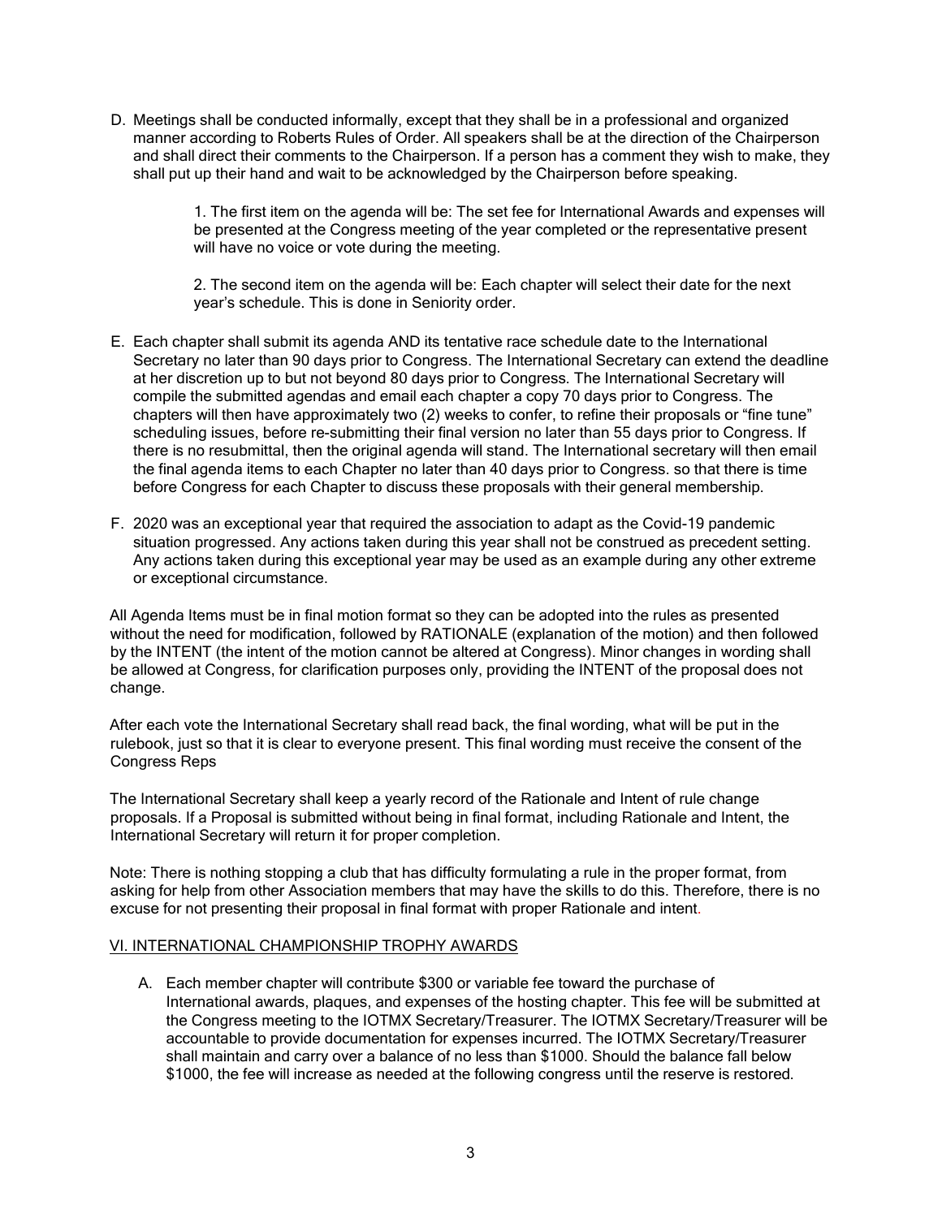D. Meetings shall be conducted informally, except that they shall be in a professional and organized manner according to Roberts Rules of Order. All speakers shall be at the direction of the Chairperson and shall direct their comments to the Chairperson. If a person has a comment they wish to make, they shall put up their hand and wait to be acknowledged by the Chairperson before speaking.

   1. The first item on the agenda will be: The set fee for International Awards and expenses will be presented at the Congress meeting of the year completed or the representative present will have no voice or vote during the meeting.

   2. The second item on the agenda will be: Each chapter will select their date for the next year's schedule. This is done in Seniority order.

E. Each chapter shall submit its agenda AND its tentative race schedule date to the International Secretary no later than 90 days prior to Congress. The International Secretary can extend the deadline at her discretion up to but not beyond 80 days prior to Congress. The International Secretary will compile the submitted agendas and email each chapter a copy 70 days prior to Congress. The chapters will then have approximately two (2) weeks to confer, to refine their proposals or "fine tune" scheduling issues, before re-submitting their final version no later than 55 days prior to Congress. If there is no resubmittal, then the original agenda will stand. The International secretary will then email the final agenda items to each Chapter no later than 40 days prior to Congress. so that there is time before Congress for each Chapter to discuss these proposals with their general membership.

F. 2020 was an exceptional year that required the association to adapt as the Covid-19 pandemic situation progressed. Any actions taken during this year shall not be construed as precedent setting. Any actions taken during this exceptional year may be used as an example during any other extreme or exceptional circumstance.

All Agenda Items must be in final motion format so they can be adopted into the rules as presented without the need for modification, followed by RATIONALE (explanation of the motion) and then followed by the INTENT (the intent of the motion cannot be altered at Congress). Minor changes in wording shall be allowed at Congress, for clarification purposes only, providing the INTENT of the proposal does not change.

After each vote the International Secretary shall read back, the final wording, what will be put in the rulebook, just so that it is clear to everyone present. This final wording must receive the consent of the Congress Reps

The International Secretary shall keep a yearly record of the Rationale and Intent of rule change proposals. If a Proposal is submitted without being in final format, including Rationale and Intent, the International Secretary will return it for proper completion.

Note: There is nothing stopping a club that has difficulty formulating a rule in the proper format, from asking for help from other Association members that may have the skills to do this. Therefore, there is no excuse for not presenting their proposal in final format with proper Rationale and intent.

## VI. INTERNATIONAL CHAMPIONSHIP TROPHY AWARDS

A. Each member chapter will contribute $300 or variable fee toward the purchase of International awards, plaques, and expenses of the hosting chapter. This fee will be submitted at the Congress meeting to the IOTMX Secretary/Treasurer. The IOTMX Secretary/Treasurer will be accountable to provide documentation for expenses incurred. The IOTMX Secretary/Treasurer shall maintain and carry over a balance of no less than $1000. Should the balance fall below $1000, the fee will increase as needed at the following congress until the reserve is restored.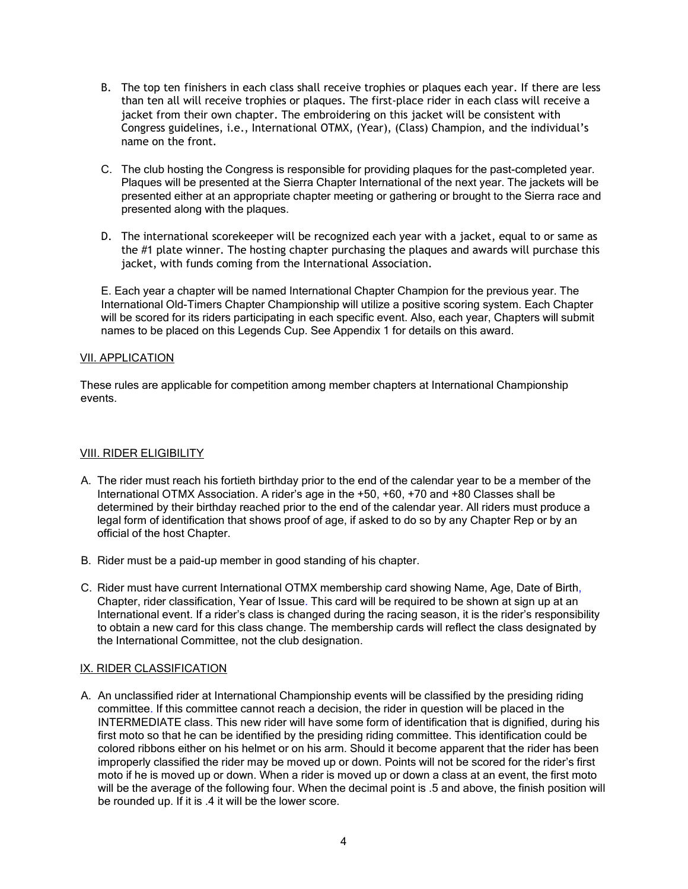B. The top ten finishers in each class shall receive trophies or plaques each year. If there are less than ten all will receive trophies or plaques. The first-place rider in each class will receive a jacket from their own chapter. The embroidering on this jacket will be consistent with Congress guidelines, i.e., International OTMX, (Year), (Class) Champion, and the individual's name on the front.

C. The club hosting the Congress is responsible for providing plaques for the past-completed year. Plaques will be presented at the Sierra Chapter International of the next year. The jackets will be presented either at an appropriate chapter meeting or gathering or brought to the Sierra race and presented along with the plaques.

D. The international scorekeeper will be recognized each year with a jacket, equal to or same as the #1 plate winner. The hosting chapter purchasing the plaques and awards will purchase this jacket, with funds coming from the International Association.

E. Each year a chapter will be named International Chapter Champion for the previous year. The International Old-Timers Chapter Championship will utilize a positive scoring system. Each Chapter will be scored for its riders participating in each specific event. Also, each year, Chapters will submit names to be placed on this Legends Cup. See Appendix 1 for details on this award.

## VII. APPLICATION

These rules are applicable for competition among member chapters at International Championship events.

## VIII. RIDER ELIGIBILITY

A. The rider must reach his fortieth birthday prior to the end of the calendar year to be a member of the International OTMX Association. A rider's age in the +50, +60, +70 and +80 Classes shall be determined by their birthday reached prior to the end of the calendar year. All riders must produce a legal form of identification that shows proof of age, if asked to do so by any Chapter Rep or by an official of the host Chapter.

B. Rider must be a paid-up member in good standing of his chapter.

C. Rider must have current International OTMX membership card showing Name, Age, Date of Birth, Chapter, rider classification, Year of Issue. This card will be required to be shown at sign up at an International event. If a rider's class is changed during the racing season, it is the rider's responsibility to obtain a new card for this class change. The membership cards will reflect the class designated by the International Committee, not the club designation.

## IX. RIDER CLASSIFICATION

A. An unclassified rider at International Championship events will be classified by the presiding riding committee. If this committee cannot reach a decision, the rider in question will be placed in the INTERMEDIATE class. This new rider will have some form of identification that is dignified, during his first moto so that he can be identified by the presiding riding committee. This identification could be colored ribbons either on his helmet or on his arm. Should it become apparent that the rider has been improperly classified the rider may be moved up or down. Points will not be scored for the rider's first moto if he is moved up or down. When a rider is moved up or down a class at an event, the first moto will be the average of the following four. When the decimal point is .5 and above, the finish position will be rounded up. If it is .4 it will be the lower score.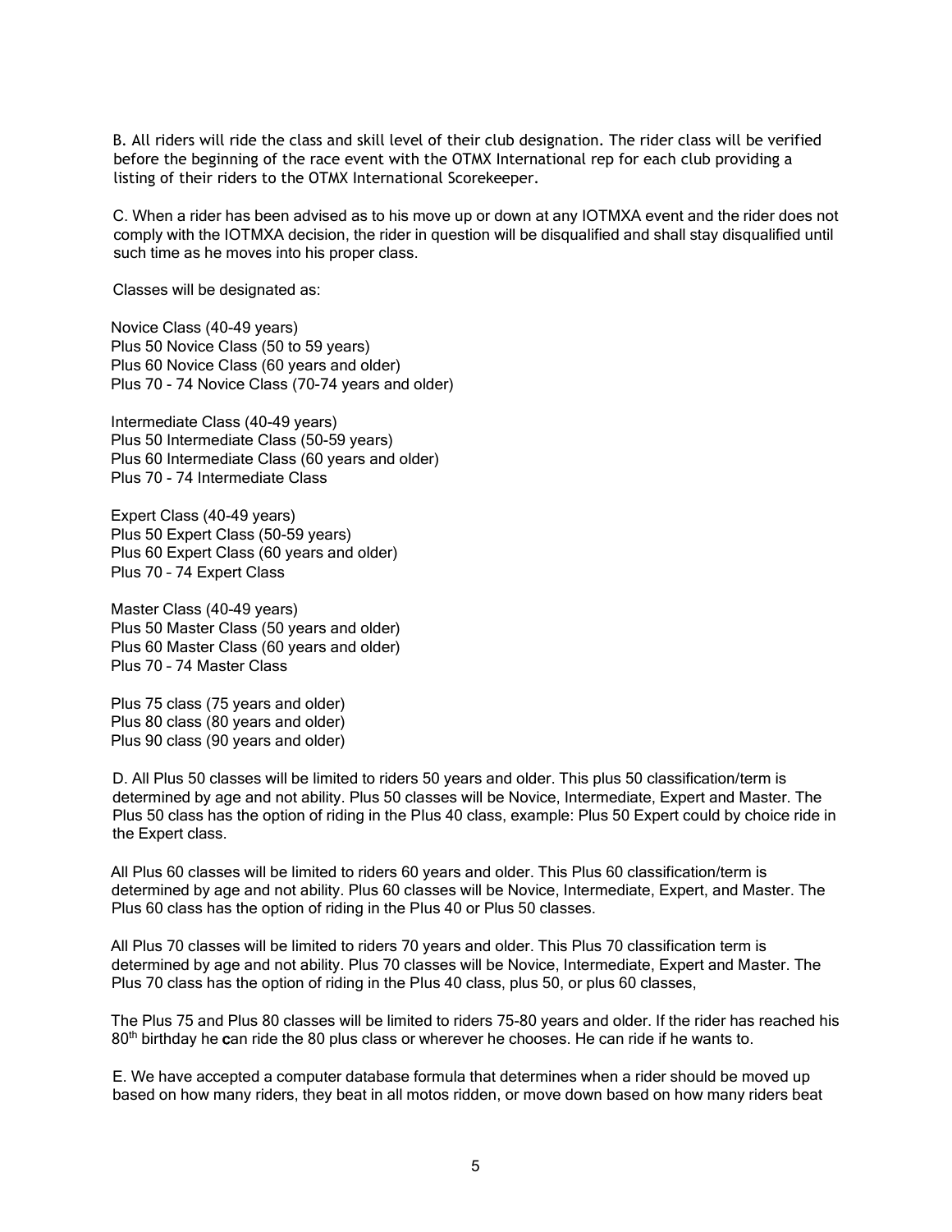B. All riders will ride the class and skill level of their club designation. The rider class will be verified before the beginning of the race event with the OTMX International rep for each club providing a listing of their riders to the OTMX International Scorekeeper.

C. When a rider has been advised as to his move up or down at any IOTMXA event and the rider does not comply with the IOTMXA decision, the rider in question will be disqualified and shall stay disqualified until such time as he moves into his proper class.

Classes will be designated as:

Novice Class (40-49 years)
Plus 50 Novice Class (50 to 59 years)
Plus 60 Novice Class (60 years and older)
Plus 70 - 74 Novice Class (70-74 years and older)

Intermediate Class (40-49 years)
Plus 50 Intermediate Class (50-59 years)
Plus 60 Intermediate Class (60 years and older)
Plus 70 - 74 Intermediate Class

Expert Class (40-49 years)
Plus 50 Expert Class (50-59 years)
Plus 60 Expert Class (60 years and older)
Plus 70 – 74 Expert Class

Master Class (40-49 years)
Plus 50 Master Class (50 years and older)
Plus 60 Master Class (60 years and older)
Plus 70 – 74 Master Class

Plus 75 class (75 years and older)
Plus 80 class (80 years and older)
Plus 90 class (90 years and older)

D. All Plus 50 classes will be limited to riders 50 years and older. This plus 50 classification/term is determined by age and not ability. Plus 50 classes will be Novice, Intermediate, Expert and Master. The Plus 50 class has the option of riding in the Plus 40 class, example: Plus 50 Expert could by choice ride in the Expert class.

All Plus 60 classes will be limited to riders 60 years and older. This Plus 60 classification/term is determined by age and not ability. Plus 60 classes will be Novice, Intermediate, Expert, and Master. The Plus 60 class has the option of riding in the Plus 40 or Plus 50 classes.

All Plus 70 classes will be limited to riders 70 years and older. This Plus 70 classification term is determined by age and not ability. Plus 70 classes will be Novice, Intermediate, Expert and Master. The Plus 70 class has the option of riding in the Plus 40 class, plus 50, or plus 60 classes,

The Plus 75 and Plus 80 classes will be limited to riders 75-80 years and older. If the rider has reached his 80th birthday he **c**an ride the 80 plus class or wherever he chooses. He can ride if he wants to.

E. We have accepted a computer database formula that determines when a rider should be moved up based on how many riders, they beat in all motos ridden, or move down based on how many riders beat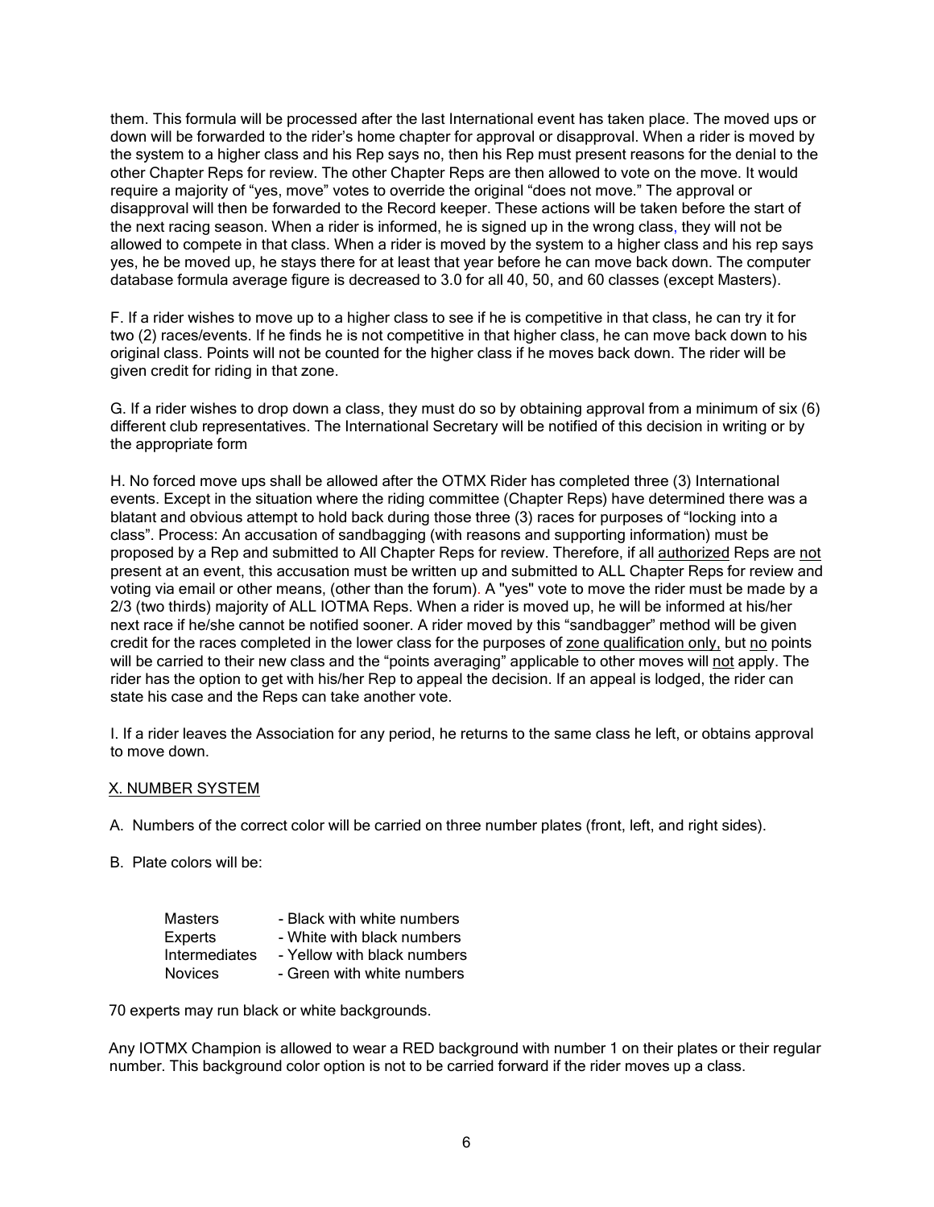them. This formula will be processed after the last International event has taken place. The moved ups or down will be forwarded to the rider's home chapter for approval or disapproval. When a rider is moved by the system to a higher class and his Rep says no, then his Rep must present reasons for the denial to the other Chapter Reps for review. The other Chapter Reps are then allowed to vote on the move. It would require a majority of "yes, move" votes to override the original "does not move." The approval or disapproval will then be forwarded to the Record keeper. These actions will be taken before the start of the next racing season. When a rider is informed, he is signed up in the wrong class, they will not be allowed to compete in that class. When a rider is moved by the system to a higher class and his rep says yes, he be moved up, he stays there for at least that year before he can move back down. The computer database formula average figure is decreased to 3.0 for all 40, 50, and 60 classes (except Masters).

F. If a rider wishes to move up to a higher class to see if he is competitive in that class, he can try it for two (2) races/events. If he finds he is not competitive in that higher class, he can move back down to his original class. Points will not be counted for the higher class if he moves back down. The rider will be given credit for riding in that zone.

G. If a rider wishes to drop down a class, they must do so by obtaining approval from a minimum of six (6) different club representatives. The International Secretary will be notified of this decision in writing or by the appropriate form

H. No forced move ups shall be allowed after the OTMX Rider has completed three (3) International events. Except in the situation where the riding committee (Chapter Reps) have determined there was a blatant and obvious attempt to hold back during those three (3) races for purposes of "locking into a class". Process: An accusation of sandbagging (with reasons and supporting information) must be proposed by a Rep and submitted to All Chapter Reps for review. Therefore, if all <u>authorized</u> Reps are <u>not</u> present at an event, this accusation must be written up and submitted to ALL Chapter Reps for review and voting via email or other means, (other than the forum). A "yes" vote to move the rider must be made by a 2/3 (two thirds) majority of ALL IOTMA Reps. When a rider is moved up, he will be informed at his/her next race if he/she cannot be notified sooner. A rider moved by this "sandbagger" method will be given credit for the races completed in the lower class for the purposes of <u>zone qualification only,</u> but <u>no</u> points will be carried to their new class and the "points averaging" applicable to other moves will <u>not</u> apply. The rider has the option to get with his/her Rep to appeal the decision. If an appeal is lodged, the rider can state his case and the Reps can take another vote.

I. If a rider leaves the Association for any period, he returns to the same class he left, or obtains approval to move down.

## <u>X. NUMBER SYSTEM</u>

A. Numbers of the correct color will be carried on three number plates (front, left, and right sides).

B. Plate colors will be:

| | |
|---|---|
| Masters | - Black with white numbers |
| Experts | - White with black numbers |
| Intermediates | - Yellow with black numbers |
| Novices | - Green with white numbers |

70 experts may run black or white backgrounds.

Any IOTMX Champion is allowed to wear a RED background with number 1 on their plates or their regular number. This background color option is not to be carried forward if the rider moves up a class.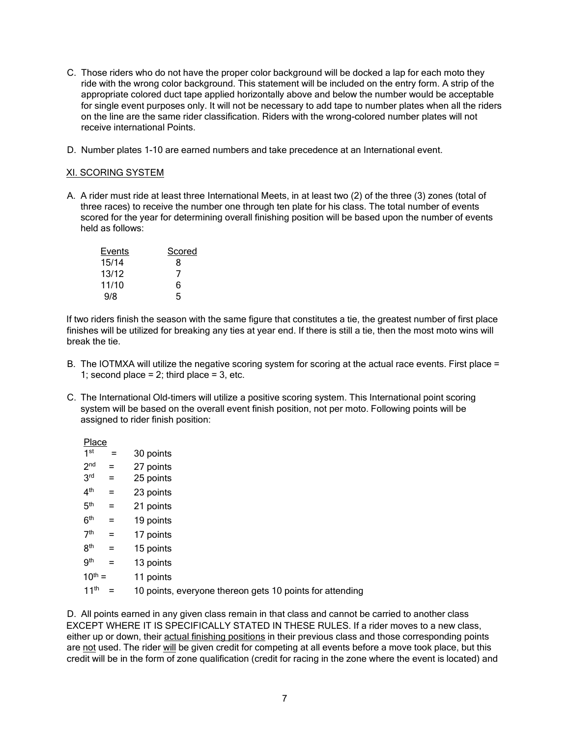C. Those riders who do not have the proper color background will be docked a lap for each moto they ride with the wrong color background. This statement will be included on the entry form. A strip of the appropriate colored duct tape applied horizontally above and below the number would be acceptable for single event purposes only. It will not be necessary to add tape to number plates when all the riders on the line are the same rider classification. Riders with the wrong-colored number plates will not receive international Points.

D. Number plates 1-10 are earned numbers and take precedence at an International event.

## XI. SCORING SYSTEM

A. A rider must ride at least three International Meets, in at least two (2) of the three (3) zones (total of three races) to receive the number one through ten plate for his class. The total number of events scored for the year for determining overall finishing position will be based upon the number of events held as follows:

| Events | Scored |
|---|---|
| 15/14 | 8 |
| 13/12 | 7 |
| 11/10 | 6 |
| 9/8 | 5 |

If two riders finish the season with the same figure that constitutes a tie, the greatest number of first place finishes will be utilized for breaking any ties at year end. If there is still a tie, then the most moto wins will break the tie.

B. The IOTMXA will utilize the negative scoring system for scoring at the actual race events. First place = 1; second place = 2; third place = 3, etc.

C. The International Old-timers will utilize a positive scoring system. This International point scoring system will be based on the overall event finish position, not per moto. Following points will be assigned to rider finish position:

| Place | | |
|---|---|---|
| 1st | = | 30 points |
| 2nd | = | 27 points |
| 3rd | = | 25 points |
| 4th | = | 23 points |
| 5th | = | 21 points |
| 6th | = | 19 points |
| 7th | = | 17 points |
| 8th | = | 15 points |
| 9th | = | 13 points |
| 10th | = | 11 points |
| 11th | = | 10 points, everyone thereon gets 10 points for attending |

D. All points earned in any given class remain in that class and cannot be carried to another class EXCEPT WHERE IT IS SPECIFICALLY STATED IN THESE RULES. If a rider moves to a new class, either up or down, their actual finishing positions in their previous class and those corresponding points are not used. The rider will be given credit for competing at all events before a move took place, but this credit will be in the form of zone qualification (credit for racing in the zone where the event is located) and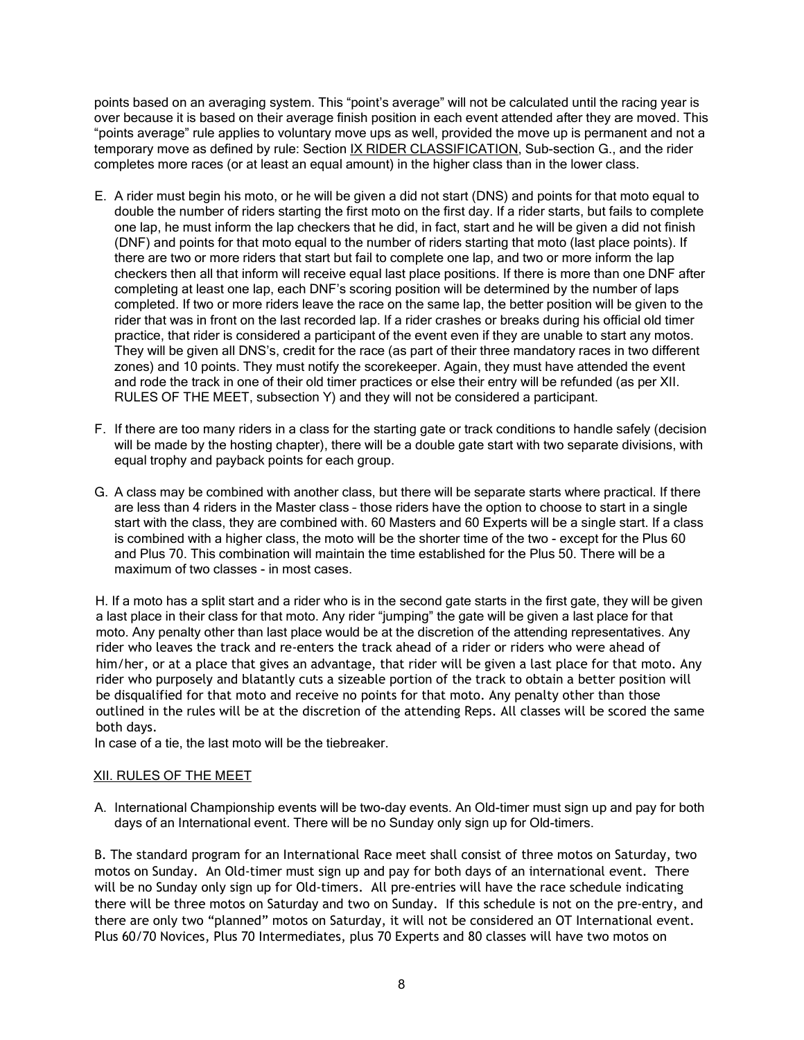points based on an averaging system. This "point's average" will not be calculated until the racing year is over because it is based on their average finish position in each event attended after they are moved. This "points average" rule applies to voluntary move ups as well, provided the move up is permanent and not a temporary move as defined by rule: Section IX RIDER CLASSIFICATION, Sub-section G., and the rider completes more races (or at least an equal amount) in the higher class than in the lower class.

E. A rider must begin his moto, or he will be given a did not start (DNS) and points for that moto equal to double the number of riders starting the first moto on the first day. If a rider starts, but fails to complete one lap, he must inform the lap checkers that he did, in fact, start and he will be given a did not finish (DNF) and points for that moto equal to the number of riders starting that moto (last place points). If there are two or more riders that start but fail to complete one lap, and two or more inform the lap checkers then all that inform will receive equal last place positions. If there is more than one DNF after completing at least one lap, each DNF's scoring position will be determined by the number of laps completed. If two or more riders leave the race on the same lap, the better position will be given to the rider that was in front on the last recorded lap. If a rider crashes or breaks during his official old timer practice, that rider is considered a participant of the event even if they are unable to start any motos. They will be given all DNS's, credit for the race (as part of their three mandatory races in two different zones) and 10 points. They must notify the scorekeeper. Again, they must have attended the event and rode the track in one of their old timer practices or else their entry will be refunded (as per XII. RULES OF THE MEET, subsection Y) and they will not be considered a participant.

F. If there are too many riders in a class for the starting gate or track conditions to handle safely (decision will be made by the hosting chapter), there will be a double gate start with two separate divisions, with equal trophy and payback points for each group.

G. A class may be combined with another class, but there will be separate starts where practical. If there are less than 4 riders in the Master class – those riders have the option to choose to start in a single start with the class, they are combined with. 60 Masters and 60 Experts will be a single start. If a class is combined with a higher class, the moto will be the shorter time of the two - except for the Plus 60 and Plus 70. This combination will maintain the time established for the Plus 50. There will be a maximum of two classes - in most cases.

H. If a moto has a split start and a rider who is in the second gate starts in the first gate, they will be given a last place in their class for that moto. Any rider "jumping" the gate will be given a last place for that moto. Any penalty other than last place would be at the discretion of the attending representatives. Any rider who leaves the track and re-enters the track ahead of a rider or riders who were ahead of him/her, or at a place that gives an advantage, that rider will be given a last place for that moto. Any rider who purposely and blatantly cuts a sizeable portion of the track to obtain a better position will be disqualified for that moto and receive no points for that moto. Any penalty other than those outlined in the rules will be at the discretion of the attending Reps. All classes will be scored the same both days.

In case of a tie, the last moto will be the tiebreaker.

## XII. RULES OF THE MEET

A. International Championship events will be two-day events. An Old-timer must sign up and pay for both days of an International event. There will be no Sunday only sign up for Old-timers.

B. The standard program for an International Race meet shall consist of three motos on Saturday, two motos on Sunday. An Old-timer must sign up and pay for both days of an international event. There will be no Sunday only sign up for Old-timers. All pre-entries will have the race schedule indicating there will be three motos on Saturday and two on Sunday. If this schedule is not on the pre-entry, and there are only two "planned" motos on Saturday, it will not be considered an OT International event. Plus 60/70 Novices, Plus 70 Intermediates, plus 70 Experts and 80 classes will have two motos on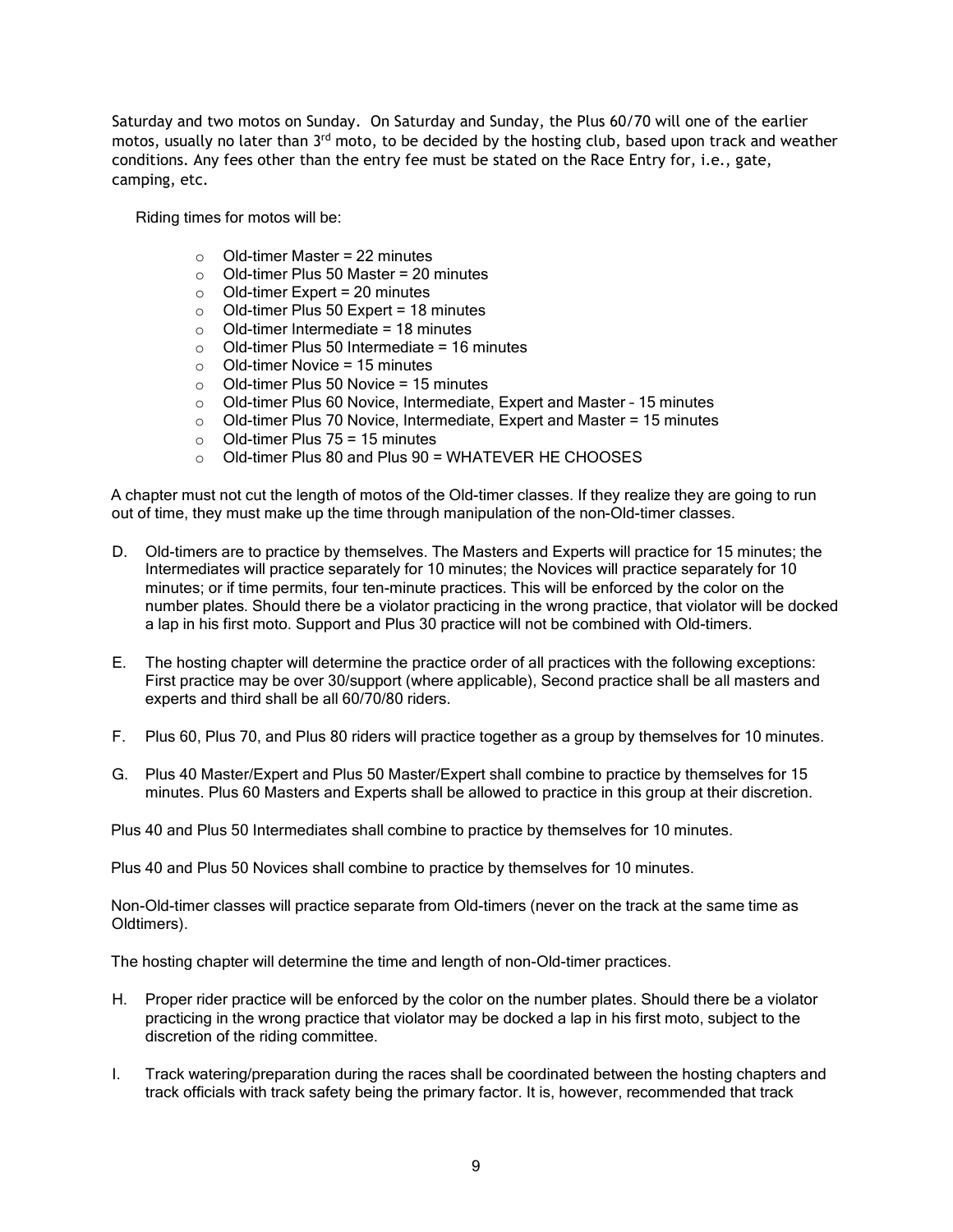Saturday and two motos on Sunday. On Saturday and Sunday, the Plus 60/70 will one of the earlier motos, usually no later than 3rd moto, to be decided by the hosting club, based upon track and weather conditions. Any fees other than the entry fee must be stated on the Race Entry for, i.e., gate, camping, etc.

Riding times for motos will be:

- Old-timer Master = 22 minutes
- Old-timer Plus 50 Master = 20 minutes
- Old-timer Expert = 20 minutes
- Old-timer Plus 50 Expert = 18 minutes
- Old-timer Intermediate = 18 minutes
- Old-timer Plus 50 Intermediate = 16 minutes
- Old-timer Novice = 15 minutes
- Old-timer Plus 50 Novice = 15 minutes
- Old-timer Plus 60 Novice, Intermediate, Expert and Master – 15 minutes
- Old-timer Plus 70 Novice, Intermediate, Expert and Master = 15 minutes
- Old-timer Plus 75 = 15 minutes
- Old-timer Plus 80 and Plus 90 = WHATEVER HE CHOOSES

A chapter must not cut the length of motos of the Old-timer classes. If they realize they are going to run out of time, they must make up the time through manipulation of the non-Old-timer classes.

D. Old-timers are to practice by themselves. The Masters and Experts will practice for 15 minutes; the Intermediates will practice separately for 10 minutes; the Novices will practice separately for 10 minutes; or if time permits, four ten-minute practices. This will be enforced by the color on the number plates. Should there be a violator practicing in the wrong practice, that violator will be docked a lap in his first moto. Support and Plus 30 practice will not be combined with Old-timers.

E. The hosting chapter will determine the practice order of all practices with the following exceptions: First practice may be over 30/support (where applicable), Second practice shall be all masters and experts and third shall be all 60/70/80 riders.

F. Plus 60, Plus 70, and Plus 80 riders will practice together as a group by themselves for 10 minutes.

G. Plus 40 Master/Expert and Plus 50 Master/Expert shall combine to practice by themselves for 15 minutes. Plus 60 Masters and Experts shall be allowed to practice in this group at their discretion.

Plus 40 and Plus 50 Intermediates shall combine to practice by themselves for 10 minutes.

Plus 40 and Plus 50 Novices shall combine to practice by themselves for 10 minutes.

Non-Old-timer classes will practice separate from Old-timers (never on the track at the same time as Oldtimers).

The hosting chapter will determine the time and length of non-Old-timer practices.

H. Proper rider practice will be enforced by the color on the number plates. Should there be a violator practicing in the wrong practice that violator may be docked a lap in his first moto, subject to the discretion of the riding committee.

I. Track watering/preparation during the races shall be coordinated between the hosting chapters and track officials with track safety being the primary factor. It is, however, recommended that track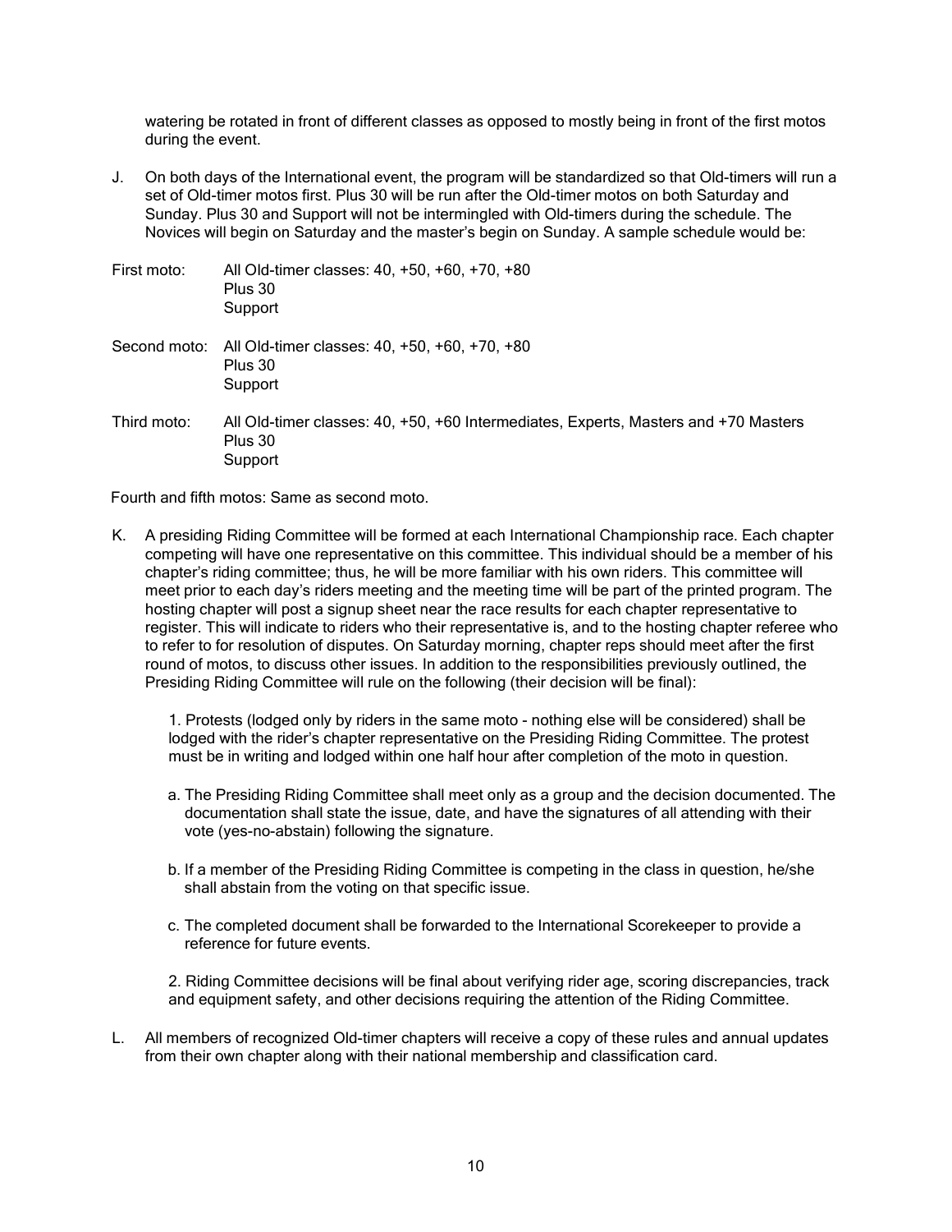watering be rotated in front of different classes as opposed to mostly being in front of the first motos during the event.

J. On both days of the International event, the program will be standardized so that Old-timers will run a set of Old-timer motos first. Plus 30 will be run after the Old-timer motos on both Saturday and Sunday. Plus 30 and Support will not be intermingled with Old-timers during the schedule. The Novices will begin on Saturday and the master's begin on Sunday. A sample schedule would be:

First moto: All Old-timer classes: 40, +50, +60, +70, +80
Plus 30
Support

Second moto: All Old-timer classes: 40, +50, +60, +70, +80
Plus 30
Support

Third moto: All Old-timer classes: 40, +50, +60 Intermediates, Experts, Masters and +70 Masters
Plus 30
Support

Fourth and fifth motos: Same as second moto.

K. A presiding Riding Committee will be formed at each International Championship race. Each chapter competing will have one representative on this committee. This individual should be a member of his chapter's riding committee; thus, he will be more familiar with his own riders. This committee will meet prior to each day's riders meeting and the meeting time will be part of the printed program. The hosting chapter will post a signup sheet near the race results for each chapter representative to register. This will indicate to riders who their representative is, and to the hosting chapter referee who to refer to for resolution of disputes. On Saturday morning, chapter reps should meet after the first round of motos, to discuss other issues. In addition to the responsibilities previously outlined, the Presiding Riding Committee will rule on the following (their decision will be final):

1. Protests (lodged only by riders in the same moto - nothing else will be considered) shall be lodged with the rider's chapter representative on the Presiding Riding Committee. The protest must be in writing and lodged within one half hour after completion of the moto in question.

   a. The Presiding Riding Committee shall meet only as a group and the decision documented. The documentation shall state the issue, date, and have the signatures of all attending with their vote (yes-no-abstain) following the signature.

   b. If a member of the Presiding Riding Committee is competing in the class in question, he/she shall abstain from the voting on that specific issue.

   c. The completed document shall be forwarded to the International Scorekeeper to provide a reference for future events.

2. Riding Committee decisions will be final about verifying rider age, scoring discrepancies, track and equipment safety, and other decisions requiring the attention of the Riding Committee.

L. All members of recognized Old-timer chapters will receive a copy of these rules and annual updates from their own chapter along with their national membership and classification card.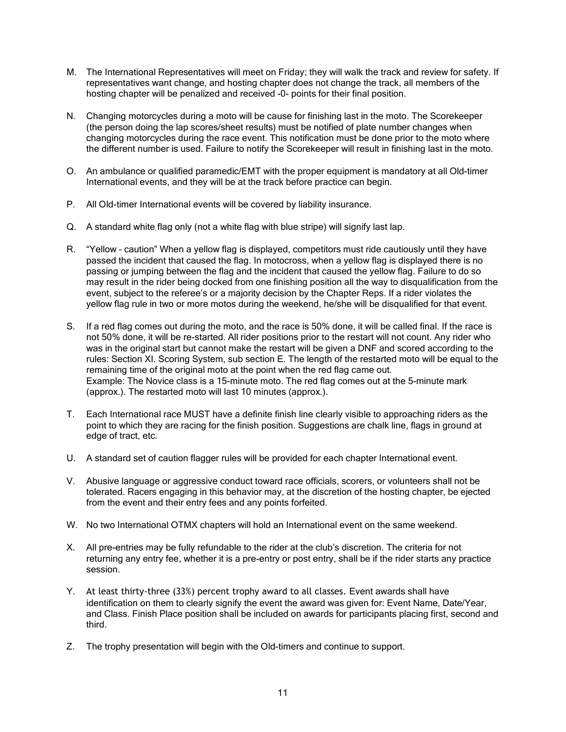M. The International Representatives will meet on Friday; they will walk the track and review for safety. If representatives want change, and hosting chapter does not change the track, all members of the hosting chapter will be penalized and received -0- points for their final position.

N. Changing motorcycles during a moto will be cause for finishing last in the moto. The Scorekeeper (the person doing the lap scores/sheet results) must be notified of plate number changes when changing motorcycles during the race event. This notification must be done prior to the moto where the different number is used. Failure to notify the Scorekeeper will result in finishing last in the moto.

O. An ambulance or qualified paramedic/EMT with the proper equipment is mandatory at all Old-timer International events, and they will be at the track before practice can begin.

P. All Old-timer International events will be covered by liability insurance.

Q. A standard white flag only (not a white flag with blue stripe) will signify last lap.

R. "Yellow – caution" When a yellow flag is displayed, competitors must ride cautiously until they have passed the incident that caused the flag. In motocross, when a yellow flag is displayed there is no passing or jumping between the flag and the incident that caused the yellow flag. Failure to do so may result in the rider being docked from one finishing position all the way to disqualification from the event, subject to the referee's or a majority decision by the Chapter Reps. If a rider violates the yellow flag rule in two or more motos during the weekend, he/she will be disqualified for that event.

S. If a red flag comes out during the moto, and the race is 50% done, it will be called final. If the race is not 50% done, it will be re-started. All rider positions prior to the restart will not count. Any rider who was in the original start but cannot make the restart will be given a DNF and scored according to the rules: Section XI. Scoring System, sub section E. The length of the restarted moto will be equal to the remaining time of the original moto at the point when the red flag came out.
Example: The Novice class is a 15-minute moto. The red flag comes out at the 5-minute mark (approx.). The restarted moto will last 10 minutes (approx.).

T. Each International race MUST have a definite finish line clearly visible to approaching riders as the point to which they are racing for the finish position. Suggestions are chalk line, flags in ground at edge of tract, etc.

U. A standard set of caution flagger rules will be provided for each chapter International event.

V. Abusive language or aggressive conduct toward race officials, scorers, or volunteers shall not be tolerated. Racers engaging in this behavior may, at the discretion of the hosting chapter, be ejected from the event and their entry fees and any points forfeited.

W. No two International OTMX chapters will hold an International event on the same weekend.

X. All pre-entries may be fully refundable to the rider at the club's discretion. The criteria for not returning any entry fee, whether it is a pre-entry or post entry, shall be if the rider starts any practice session.

Y. At least thirty-three (33%) percent trophy award to all classes. Event awards shall have identification on them to clearly signify the event the award was given for: Event Name, Date/Year, and Class. Finish Place position shall be included on awards for participants placing first, second and third.

Z. The trophy presentation will begin with the Old-timers and continue to support.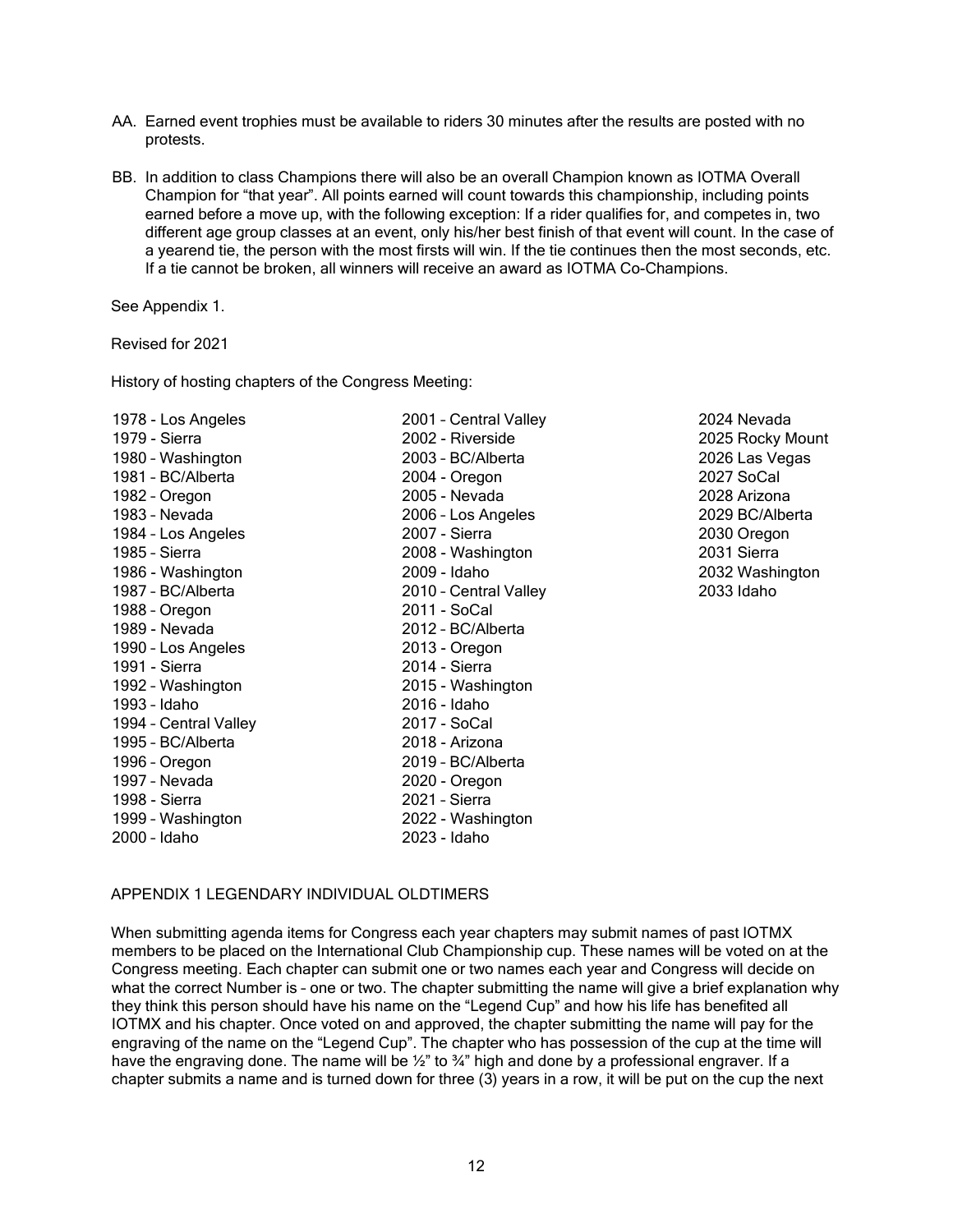AA. Earned event trophies must be available to riders 30 minutes after the results are posted with no protests.

BB. In addition to class Champions there will also be an overall Champion known as IOTMA Overall Champion for "that year". All points earned will count towards this championship, including points earned before a move up, with the following exception: If a rider qualifies for, and competes in, two different age group classes at an event, only his/her best finish of that event will count. In the case of a yearend tie, the person with the most firsts will win. If the tie continues then the most seconds, etc. If a tie cannot be broken, all winners will receive an award as IOTMA Co-Champions.

See Appendix 1.

Revised for 2021

History of hosting chapters of the Congress Meeting:

1978 - Los Angeles
1979 - Sierra
1980 – Washington
1981 – BC/Alberta
1982 – Oregon
1983 – Nevada
1984 – Los Angeles
1985 – Sierra
1986 - Washington
1987 – BC/Alberta
1988 – Oregon
1989 - Nevada
1990 – Los Angeles
1991 - Sierra
1992 – Washington
1993 – Idaho
1994 – Central Valley
1995 – BC/Alberta
1996 – Oregon
1997 – Nevada
1998 - Sierra
1999 – Washington
2000 – Idaho
2001 – Central Valley
2002 - Riverside
2003 – BC/Alberta
2004 - Oregon
2005 - Nevada
2006 – Los Angeles
2007 - Sierra
2008 - Washington
2009 - Idaho
2010 – Central Valley
2011 - SoCal
2012 – BC/Alberta
2013 - Oregon
2014 - Sierra
2015 - Washington
2016 - Idaho
2017 - SoCal
2018 - Arizona
2019 – BC/Alberta
2020 - Oregon
2021 – Sierra
2022 - Washington
2023 - Idaho
2024 Nevada
2025 Rocky Mount
2026 Las Vegas
2027 SoCal
2028 Arizona
2029 BC/Alberta
2030 Oregon
2031 Sierra
2032 Washington
2033 Idaho

APPENDIX 1 LEGENDARY INDIVIDUAL OLDTIMERS

When submitting agenda items for Congress each year chapters may submit names of past IOTMX members to be placed on the International Club Championship cup. These names will be voted on at the Congress meeting. Each chapter can submit one or two names each year and Congress will decide on what the correct Number is – one or two. The chapter submitting the name will give a brief explanation why they think this person should have his name on the "Legend Cup" and how his life has benefited all IOTMX and his chapter. Once voted on and approved, the chapter submitting the name will pay for the engraving of the name on the "Legend Cup". The chapter who has possession of the cup at the time will have the engraving done. The name will be ½" to ¾" high and done by a professional engraver. If a chapter submits a name and is turned down for three (3) years in a row, it will be put on the cup the next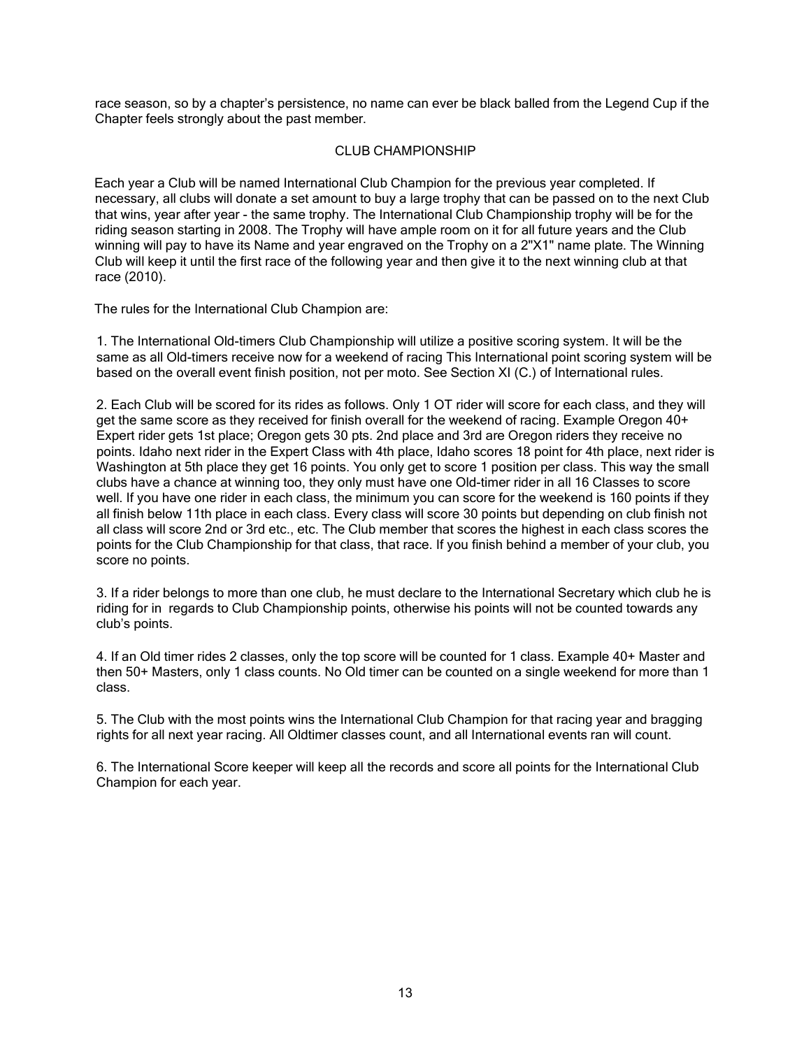race season, so by a chapter's persistence, no name can ever be black balled from the Legend Cup if the Chapter feels strongly about the past member.

## CLUB CHAMPIONSHIP

Each year a Club will be named International Club Champion for the previous year completed. If necessary, all clubs will donate a set amount to buy a large trophy that can be passed on to the next Club that wins, year after year - the same trophy. The International Club Championship trophy will be for the riding season starting in 2008. The Trophy will have ample room on it for all future years and the Club winning will pay to have its Name and year engraved on the Trophy on a 2"X1" name plate. The Winning Club will keep it until the first race of the following year and then give it to the next winning club at that race (2010).

The rules for the International Club Champion are:

1. The International Old-timers Club Championship will utilize a positive scoring system. It will be the same as all Old-timers receive now for a weekend of racing This International point scoring system will be based on the overall event finish position, not per moto. See Section XI (C.) of International rules.

2. Each Club will be scored for its rides as follows. Only 1 OT rider will score for each class, and they will get the same score as they received for finish overall for the weekend of racing. Example Oregon 40+ Expert rider gets 1st place; Oregon gets 30 pts. 2nd place and 3rd are Oregon riders they receive no points. Idaho next rider in the Expert Class with 4th place, Idaho scores 18 point for 4th place, next rider is Washington at 5th place they get 16 points. You only get to score 1 position per class. This way the small clubs have a chance at winning too, they only must have one Old-timer rider in all 16 Classes to score well. If you have one rider in each class, the minimum you can score for the weekend is 160 points if they all finish below 11th place in each class. Every class will score 30 points but depending on club finish not all class will score 2nd or 3rd etc., etc. The Club member that scores the highest in each class scores the points for the Club Championship for that class, that race. If you finish behind a member of your club, you score no points.

3. If a rider belongs to more than one club, he must declare to the International Secretary which club he is riding for in regards to Club Championship points, otherwise his points will not be counted towards any club's points.

4. If an Old timer rides 2 classes, only the top score will be counted for 1 class. Example 40+ Master and then 50+ Masters, only 1 class counts. No Old timer can be counted on a single weekend for more than 1 class.

5. The Club with the most points wins the International Club Champion for that racing year and bragging rights for all next year racing. All Oldtimer classes count, and all International events ran will count.

6. The International Score keeper will keep all the records and score all points for the International Club Champion for each year.